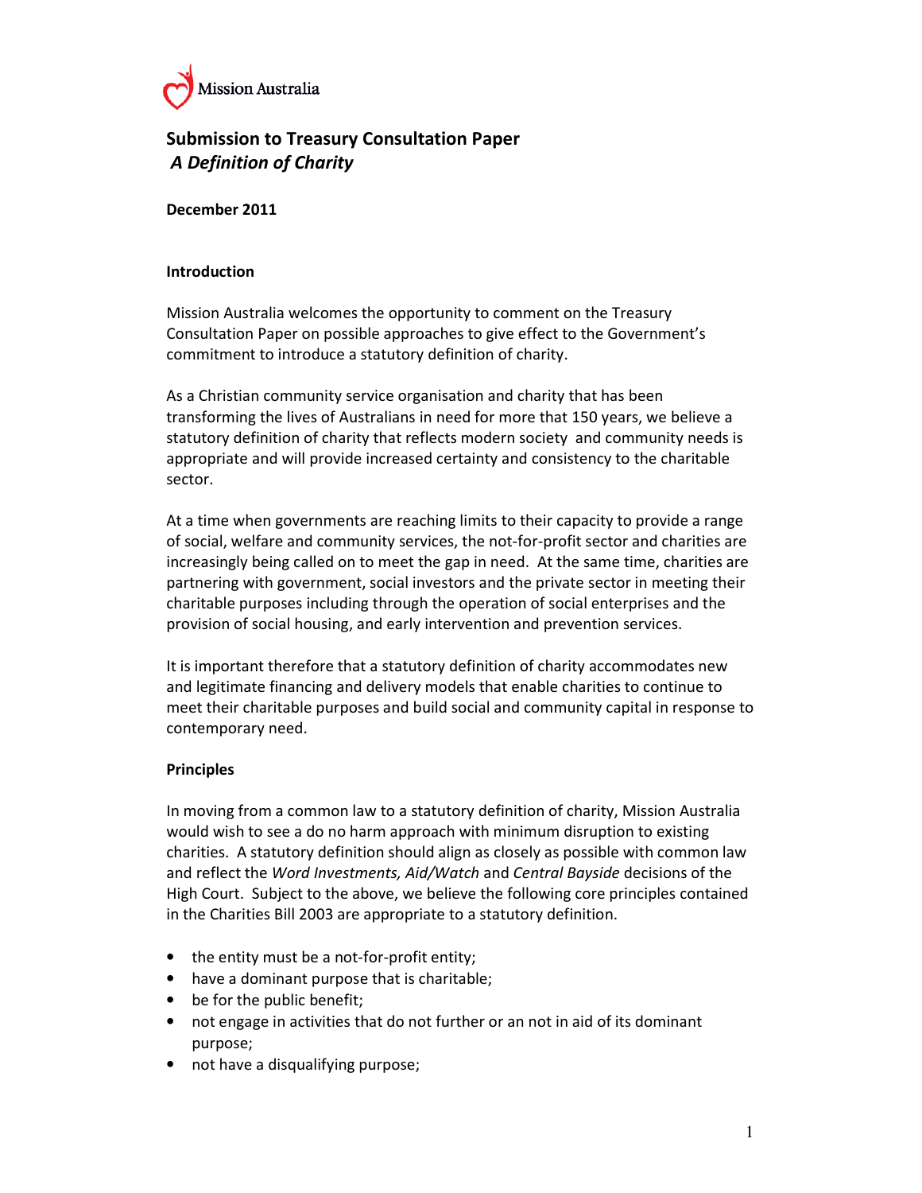Mission Australia

# Submission to Treasury Consultation Paper
## *A Definition of Charity*

**December 2011**

### Introduction

Mission Australia welcomes the opportunity to comment on the Treasury Consultation Paper on possible approaches to give effect to the Government's commitment to introduce a statutory definition of charity.

As a Christian community service organisation and charity that has been transforming the lives of Australians in need for more that 150 years, we believe a statutory definition of charity that reflects modern society and community needs is appropriate and will provide increased certainty and consistency to the charitable sector.

At a time when governments are reaching limits to their capacity to provide a range of social, welfare and community services, the not-for-profit sector and charities are increasingly being called on to meet the gap in need. At the same time, charities are partnering with government, social investors and the private sector in meeting their charitable purposes including through the operation of social enterprises and the provision of social housing, and early intervention and prevention services.

It is important therefore that a statutory definition of charity accommodates new and legitimate financing and delivery models that enable charities to continue to meet their charitable purposes and build social and community capital in response to contemporary need.

### Principles

In moving from a common law to a statutory definition of charity, Mission Australia would wish to see a do no harm approach with minimum disruption to existing charities. A statutory definition should align as closely as possible with common law and reflect the *Word Investments, Aid/Watch* and *Central Bayside* decisions of the High Court. Subject to the above, we believe the following core principles contained in the Charities Bill 2003 are appropriate to a statutory definition.

- the entity must be a not-for-profit entity;
- have a dominant purpose that is charitable;
- be for the public benefit;
- not engage in activities that do not further or an not in aid of its dominant purpose;
- not have a disqualifying purpose;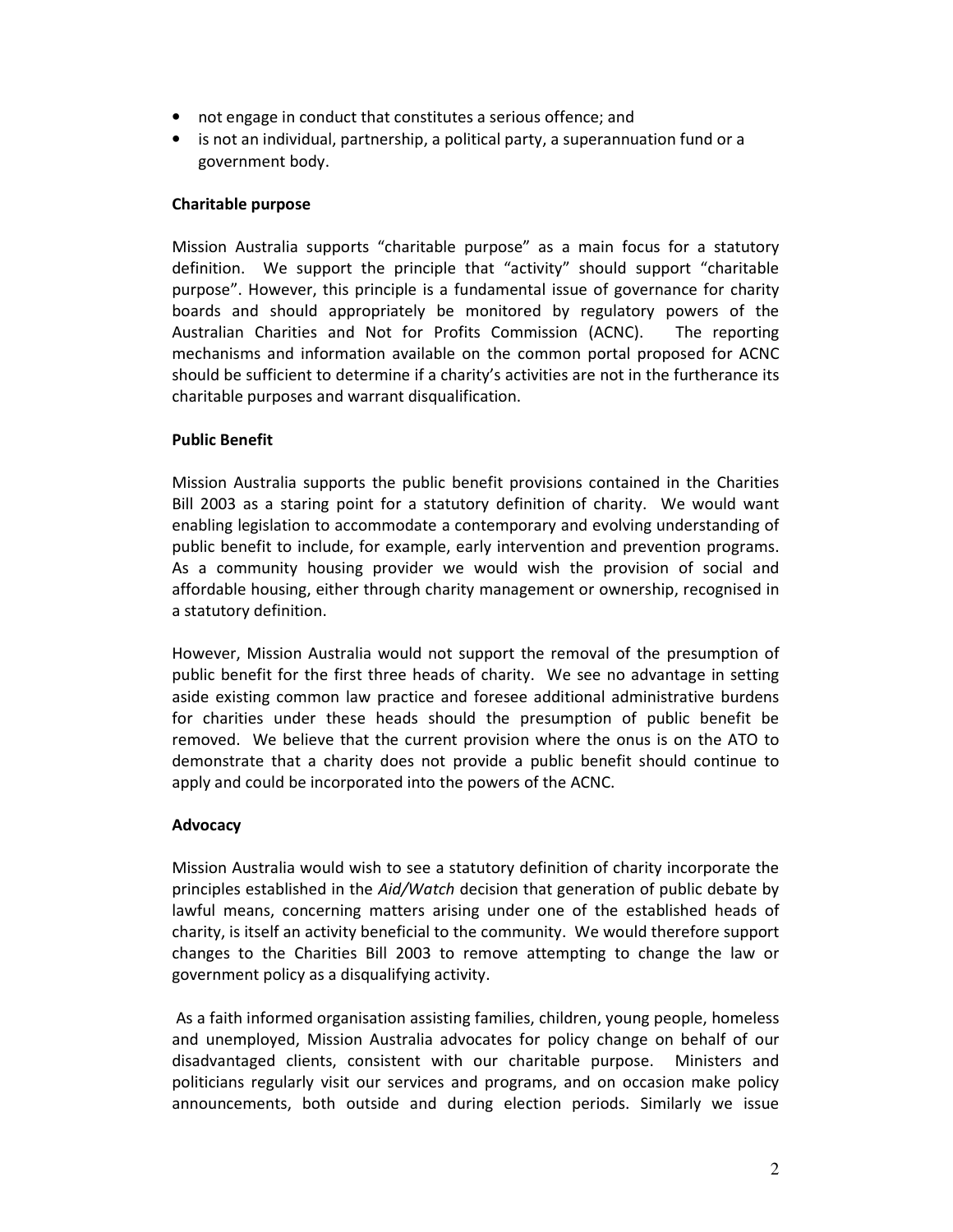- not engage in conduct that constitutes a serious offence; and
- is not an individual, partnership, a political party, a superannuation fund or a government body.

**Charitable purpose**

Mission Australia supports "charitable purpose" as a main focus for a statutory definition. We support the principle that "activity" should support "charitable purpose". However, this principle is a fundamental issue of governance for charity boards and should appropriately be monitored by regulatory powers of the Australian Charities and Not for Profits Commission (ACNC). The reporting mechanisms and information available on the common portal proposed for ACNC should be sufficient to determine if a charity's activities are not in the furtherance its charitable purposes and warrant disqualification.

**Public Benefit**

Mission Australia supports the public benefit provisions contained in the Charities Bill 2003 as a staring point for a statutory definition of charity. We would want enabling legislation to accommodate a contemporary and evolving understanding of public benefit to include, for example, early intervention and prevention programs. As a community housing provider we would wish the provision of social and affordable housing, either through charity management or ownership, recognised in a statutory definition.

However, Mission Australia would not support the removal of the presumption of public benefit for the first three heads of charity. We see no advantage in setting aside existing common law practice and foresee additional administrative burdens for charities under these heads should the presumption of public benefit be removed. We believe that the current provision where the onus is on the ATO to demonstrate that a charity does not provide a public benefit should continue to apply and could be incorporated into the powers of the ACNC.

**Advocacy**

Mission Australia would wish to see a statutory definition of charity incorporate the principles established in the *Aid/Watch* decision that generation of public debate by lawful means, concerning matters arising under one of the established heads of charity, is itself an activity beneficial to the community. We would therefore support changes to the Charities Bill 2003 to remove attempting to change the law or government policy as a disqualifying activity.

As a faith informed organisation assisting families, children, young people, homeless and unemployed, Mission Australia advocates for policy change on behalf of our disadvantaged clients, consistent with our charitable purpose. Ministers and politicians regularly visit our services and programs, and on occasion make policy announcements, both outside and during election periods. Similarly we issue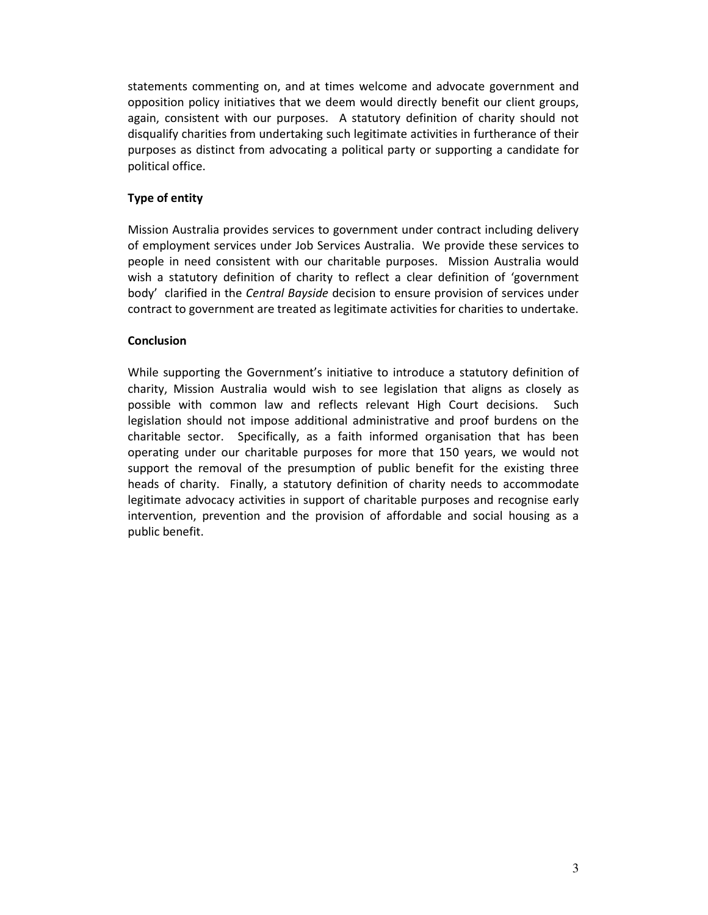statements commenting on, and at times welcome and advocate government and opposition policy initiatives that we deem would directly benefit our client groups, again, consistent with our purposes. A statutory definition of charity should not disqualify charities from undertaking such legitimate activities in furtherance of their purposes as distinct from advocating a political party or supporting a candidate for political office.

**Type of entity**

Mission Australia provides services to government under contract including delivery of employment services under Job Services Australia. We provide these services to people in need consistent with our charitable purposes. Mission Australia would wish a statutory definition of charity to reflect a clear definition of 'government body' clarified in the *Central Bayside* decision to ensure provision of services under contract to government are treated as legitimate activities for charities to undertake.

**Conclusion**

While supporting the Government's initiative to introduce a statutory definition of charity, Mission Australia would wish to see legislation that aligns as closely as possible with common law and reflects relevant High Court decisions. Such legislation should not impose additional administrative and proof burdens on the charitable sector. Specifically, as a faith informed organisation that has been operating under our charitable purposes for more that 150 years, we would not support the removal of the presumption of public benefit for the existing three heads of charity. Finally, a statutory definition of charity needs to accommodate legitimate advocacy activities in support of charitable purposes and recognise early intervention, prevention and the provision of affordable and social housing as a public benefit.